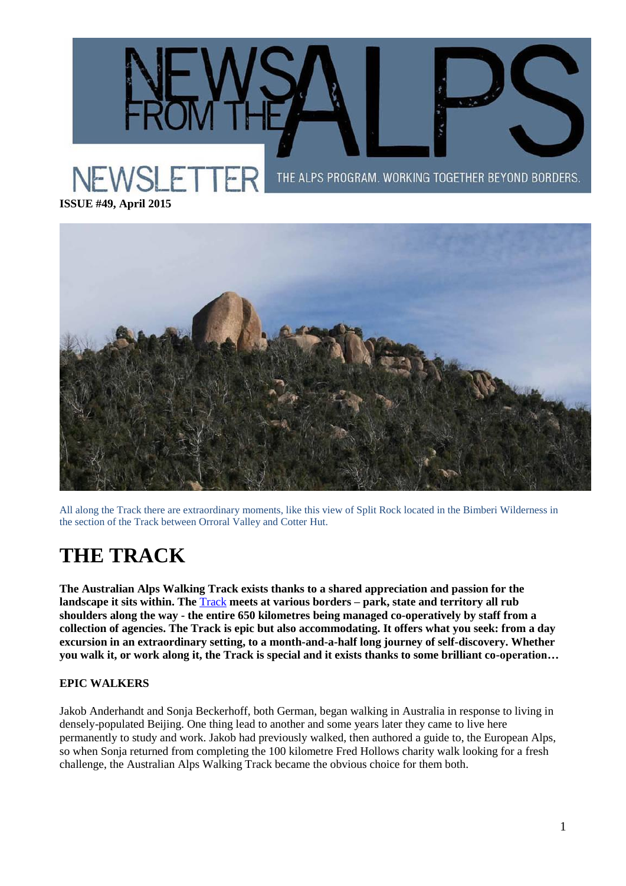# NEWS FROM THE ALPS

NEWSLETTER

THE ALPS PROGRAM. WORKING TOGETHER BEYOND BORDERS.

**ISSUE #49, April 2015**

All along the Track there are extraordinary moments, like this view of Split Rock located in the Bimberi Wilderness in the section of the Track between Orroral Valley and Cotter Hut.

# THE TRACK

**The Australian Alps Walking Track exists thanks to a shared appreciation and passion for the landscape it sits within. The Track meets at various borders – park, state and territory all rub shoulders along the way - the entire 650 kilometres being managed co-operatively by staff from a collection of agencies. The Track is epic but also accommodating. It offers what you seek: from a day excursion in an extraordinary setting, to a month-and-a-half long journey of self-discovery. Whether you walk it, or work along it, the Track is special and it exists thanks to some brilliant co-operation…**

### EPIC WALKERS

Jakob Anderhandt and Sonja Beckerhoff, both German, began walking in Australia in response to living in densely-populated Beijing. One thing lead to another and some years later they came to live here permanently to study and work. Jakob had previously walked, then authored a guide to, the European Alps, so when Sonja returned from completing the 100 kilometre Fred Hollows charity walk looking for a fresh challenge, the Australian Alps Walking Track became the obvious choice for them both.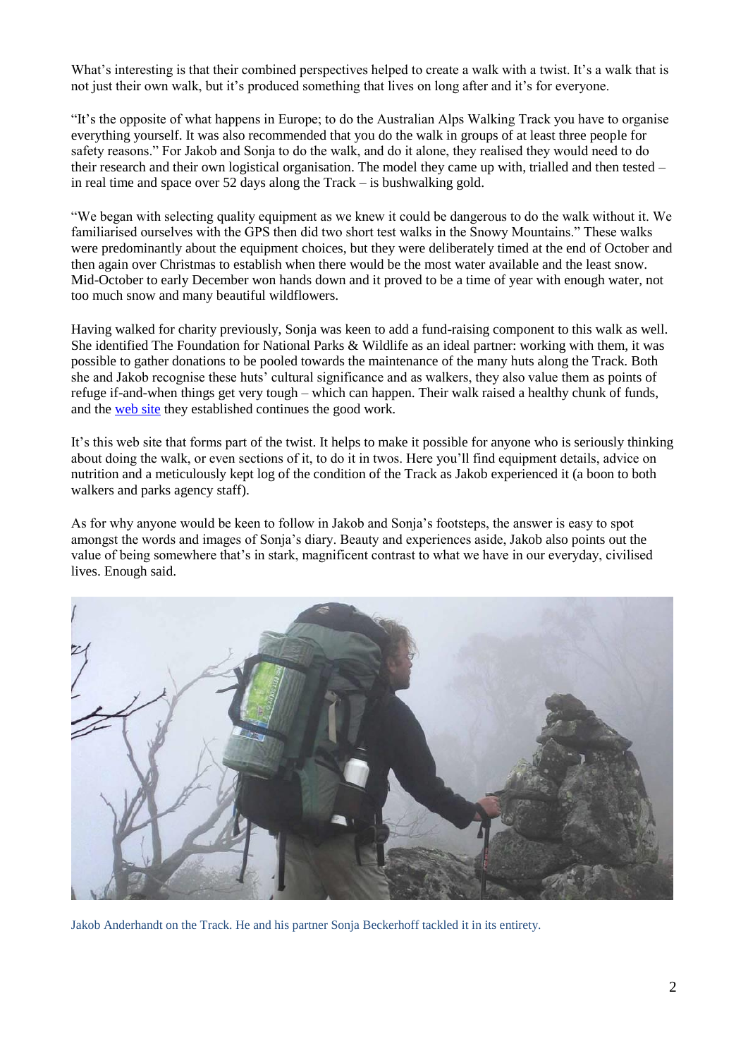What's interesting is that their combined perspectives helped to create a walk with a twist. It's a walk that is not just their own walk, but it's produced something that lives on long after and it's for everyone.

"It's the opposite of what happens in Europe; to do the Australian Alps Walking Track you have to organise everything yourself. It was also recommended that you do the walk in groups of at least three people for safety reasons." For Jakob and Sonja to do the walk, and do it alone, they realised they would need to do their research and their own logistical organisation. The model they came up with, trialled and then tested – in real time and space over 52 days along the Track – is bushwalking gold.

"We began with selecting quality equipment as we knew it could be dangerous to do the walk without it. We familiarised ourselves with the GPS then did two short test walks in the Snowy Mountains." These walks were predominantly about the equipment choices, but they were deliberately timed at the end of October and then again over Christmas to establish when there would be the most water available and the least snow. Mid-October to early December won hands down and it proved to be a time of year with enough water, not too much snow and many beautiful wildflowers.

Having walked for charity previously, Sonja was keen to add a fund-raising component to this walk as well. She identified The Foundation for National Parks & Wildlife as an ideal partner: working with them, it was possible to gather donations to be pooled towards the maintenance of the many huts along the Track. Both she and Jakob recognise these huts' cultural significance and as walkers, they also value them as points of refuge if-and-when things get very tough – which can happen. Their walk raised a healthy chunk of funds, and the web site they established continues the good work.

It's this web site that forms part of the twist. It helps to make it possible for anyone who is seriously thinking about doing the walk, or even sections of it, to do it in twos. Here you'll find equipment details, advice on nutrition and a meticulously kept log of the condition of the Track as Jakob experienced it (a boon to both walkers and parks agency staff).

As for why anyone would be keen to follow in Jakob and Sonja's footsteps, the answer is easy to spot amongst the words and images of Sonja's diary. Beauty and experiences aside, Jakob also points out the value of being somewhere that's in stark, magnificent contrast to what we have in our everyday, civilised lives. Enough said.

Jakob Anderhandt on the Track. He and his partner Sonja Beckerhoff tackled it in its entirety.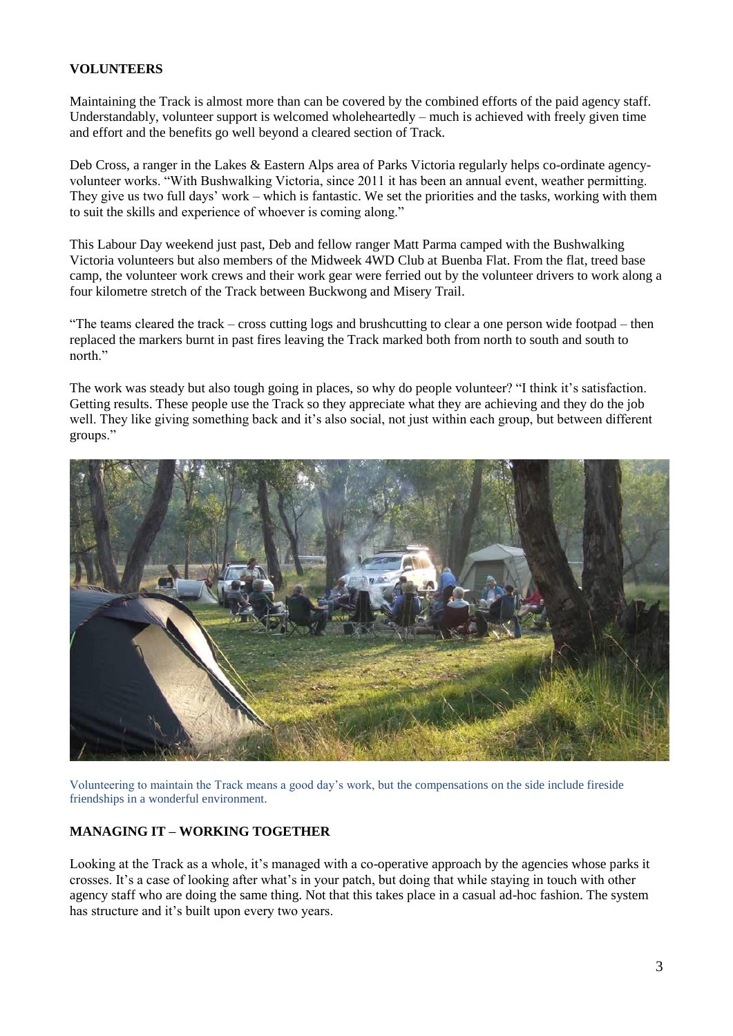## VOLUNTEERS

Maintaining the Track is almost more than can be covered by the combined efforts of the paid agency staff. Understandably, volunteer support is welcomed wholeheartedly – much is achieved with freely given time and effort and the benefits go well beyond a cleared section of Track.

Deb Cross, a ranger in the Lakes & Eastern Alps area of Parks Victoria regularly helps co-ordinate agency-volunteer works. "With Bushwalking Victoria, since 2011 it has been an annual event, weather permitting. They give us two full days' work – which is fantastic. We set the priorities and the tasks, working with them to suit the skills and experience of whoever is coming along."

This Labour Day weekend just past, Deb and fellow ranger Matt Parma camped with the Bushwalking Victoria volunteers but also members of the Midweek 4WD Club at Buenba Flat. From the flat, treed base camp, the volunteer work crews and their work gear were ferried out by the volunteer drivers to work along a four kilometre stretch of the Track between Buckwong and Misery Trail.

"The teams cleared the track – cross cutting logs and brushcutting to clear a one person wide footpad – then replaced the markers burnt in past fires leaving the Track marked both from north to south and south to north."

The work was steady but also tough going in places, so why do people volunteer? "I think it's satisfaction. Getting results. These people use the Track so they appreciate what they are achieving and they do the job well. They like giving something back and it's also social, not just within each group, but between different groups."

Volunteering to maintain the Track means a good day's work, but the compensations on the side include fireside friendships in a wonderful environment.

## MANAGING IT – WORKING TOGETHER

Looking at the Track as a whole, it's managed with a co-operative approach by the agencies whose parks it crosses. It's a case of looking after what's in your patch, but doing that while staying in touch with other agency staff who are doing the same thing. Not that this takes place in a casual ad-hoc fashion. The system has structure and it's built upon every two years.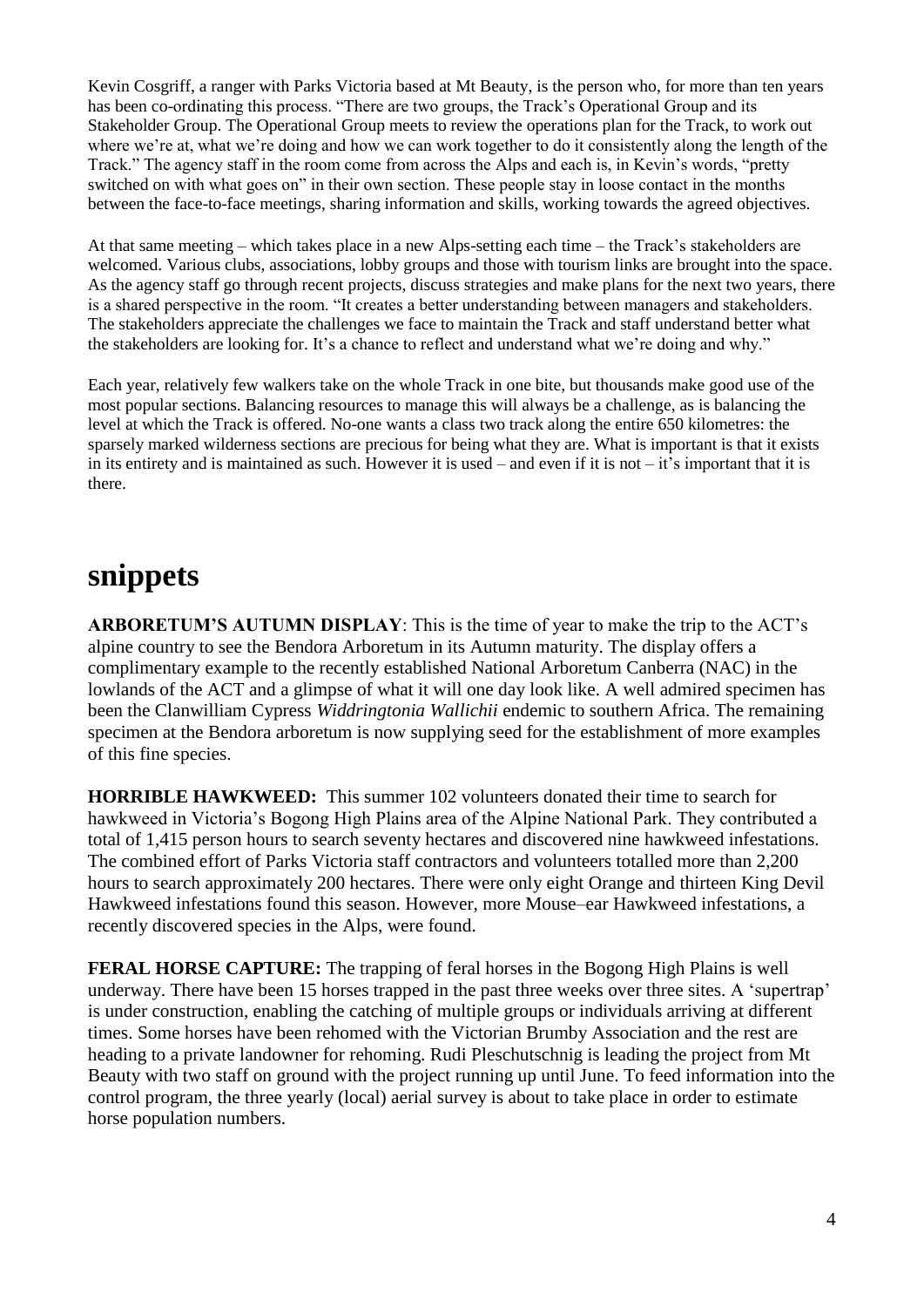Kevin Cosgriff, a ranger with Parks Victoria based at Mt Beauty, is the person who, for more than ten years has been co-ordinating this process. "There are two groups, the Track's Operational Group and its Stakeholder Group. The Operational Group meets to review the operations plan for the Track, to work out where we're at, what we're doing and how we can work together to do it consistently along the length of the Track." The agency staff in the room come from across the Alps and each is, in Kevin's words, "pretty switched on with what goes on" in their own section. These people stay in loose contact in the months between the face-to-face meetings, sharing information and skills, working towards the agreed objectives.

At that same meeting – which takes place in a new Alps-setting each time – the Track's stakeholders are welcomed. Various clubs, associations, lobby groups and those with tourism links are brought into the space. As the agency staff go through recent projects, discuss strategies and make plans for the next two years, there is a shared perspective in the room. "It creates a better understanding between managers and stakeholders. The stakeholders appreciate the challenges we face to maintain the Track and staff understand better what the stakeholders are looking for. It's a chance to reflect and understand what we're doing and why."

Each year, relatively few walkers take on the whole Track in one bite, but thousands make good use of the most popular sections. Balancing resources to manage this will always be a challenge, as is balancing the level at which the Track is offered. No-one wants a class two track along the entire 650 kilometres: the sparsely marked wilderness sections are precious for being what they are. What is important is that it exists in its entirety and is maintained as such. However it is used – and even if it is not – it's important that it is there.

# snippets

**ARBORETUM'S AUTUMN DISPLAY**: This is the time of year to make the trip to the ACT's alpine country to see the Bendora Arboretum in its Autumn maturity. The display offers a complimentary example to the recently established National Arboretum Canberra (NAC) in the lowlands of the ACT and a glimpse of what it will one day look like. A well admired specimen has been the Clanwilliam Cypress *Widdringtonia Wallichii* endemic to southern Africa. The remaining specimen at the Bendora arboretum is now supplying seed for the establishment of more examples of this fine species.

**HORRIBLE HAWKWEED:** This summer 102 volunteers donated their time to search for hawkweed in Victoria's Bogong High Plains area of the Alpine National Park. They contributed a total of 1,415 person hours to search seventy hectares and discovered nine hawkweed infestations. The combined effort of Parks Victoria staff contractors and volunteers totalled more than 2,200 hours to search approximately 200 hectares. There were only eight Orange and thirteen King Devil Hawkweed infestations found this season. However, more Mouse–ear Hawkweed infestations, a recently discovered species in the Alps, were found.

**FERAL HORSE CAPTURE:** The trapping of feral horses in the Bogong High Plains is well underway. There have been 15 horses trapped in the past three weeks over three sites. A 'supertrap' is under construction, enabling the catching of multiple groups or individuals arriving at different times. Some horses have been rehomed with the Victorian Brumby Association and the rest are heading to a private landowner for rehoming. Rudi Pleschutschnig is leading the project from Mt Beauty with two staff on ground with the project running up until June. To feed information into the control program, the three yearly (local) aerial survey is about to take place in order to estimate horse population numbers.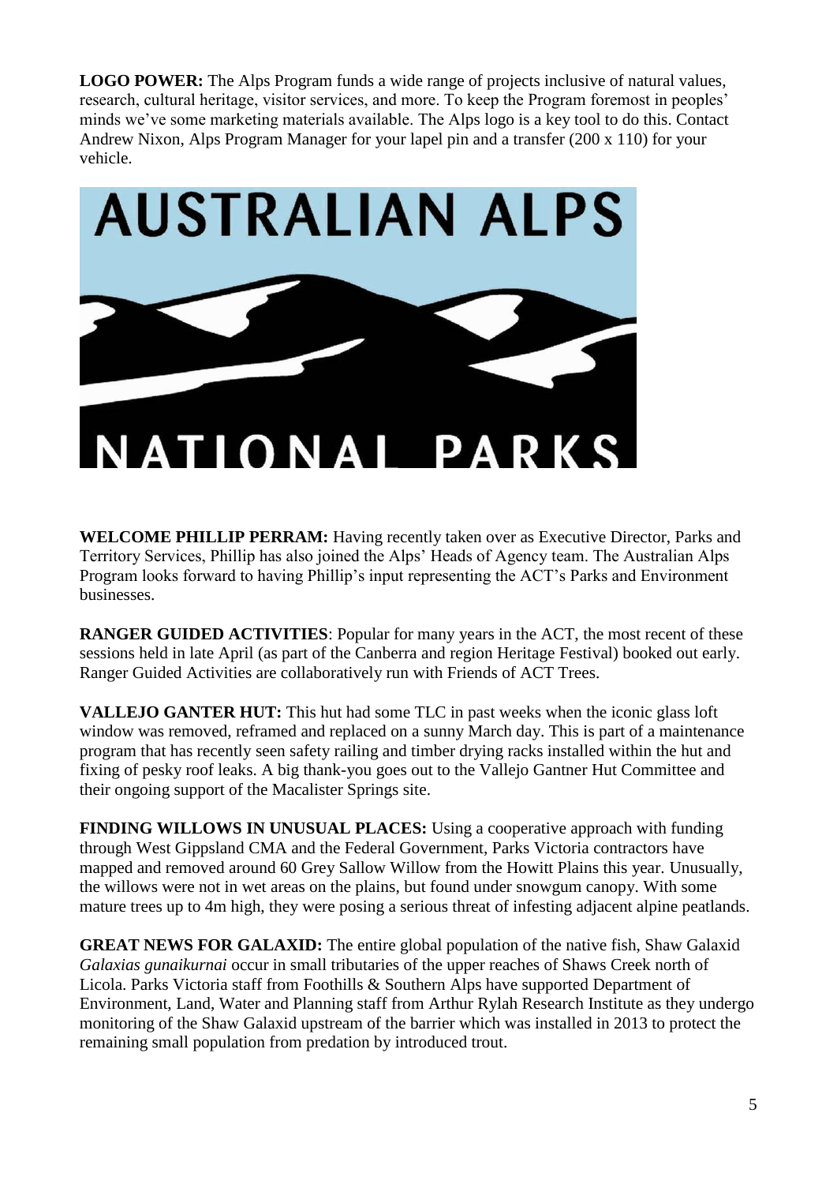**LOGO POWER:** The Alps Program funds a wide range of projects inclusive of natural values, research, cultural heritage, visitor services, and more. To keep the Program foremost in peoples' minds we've some marketing materials available. The Alps logo is a key tool to do this. Contact Andrew Nixon, Alps Program Manager for your lapel pin and a transfer (200 x 110) for your vehicle.

AUSTRALIAN ALPS

NATIONAL PARKS

**WELCOME PHILLIP PERRAM:** Having recently taken over as Executive Director, Parks and Territory Services, Phillip has also joined the Alps' Heads of Agency team. The Australian Alps Program looks forward to having Phillip's input representing the ACT's Parks and Environment businesses.

**RANGER GUIDED ACTIVITIES**: Popular for many years in the ACT, the most recent of these sessions held in late April (as part of the Canberra and region Heritage Festival) booked out early. Ranger Guided Activities are collaboratively run with Friends of ACT Trees.

**VALLEJO GANTER HUT:** This hut had some TLC in past weeks when the iconic glass loft window was removed, reframed and replaced on a sunny March day. This is part of a maintenance program that has recently seen safety railing and timber drying racks installed within the hut and fixing of pesky roof leaks. A big thank-you goes out to the Vallejo Gantner Hut Committee and their ongoing support of the Macalister Springs site.

**FINDING WILLOWS IN UNUSUAL PLACES:** Using a cooperative approach with funding through West Gippsland CMA and the Federal Government, Parks Victoria contractors have mapped and removed around 60 Grey Sallow Willow from the Howitt Plains this year. Unusually, the willows were not in wet areas on the plains, but found under snowgum canopy. With some mature trees up to 4m high, they were posing a serious threat of infesting adjacent alpine peatlands.

**GREAT NEWS FOR GALAXID:** The entire global population of the native fish, Shaw Galaxid *Galaxias gunaikurnai* occur in small tributaries of the upper reaches of Shaws Creek north of Licola. Parks Victoria staff from Foothills & Southern Alps have supported Department of Environment, Land, Water and Planning staff from Arthur Rylah Research Institute as they undergo monitoring of the Shaw Galaxid upstream of the barrier which was installed in 2013 to protect the remaining small population from predation by introduced trout.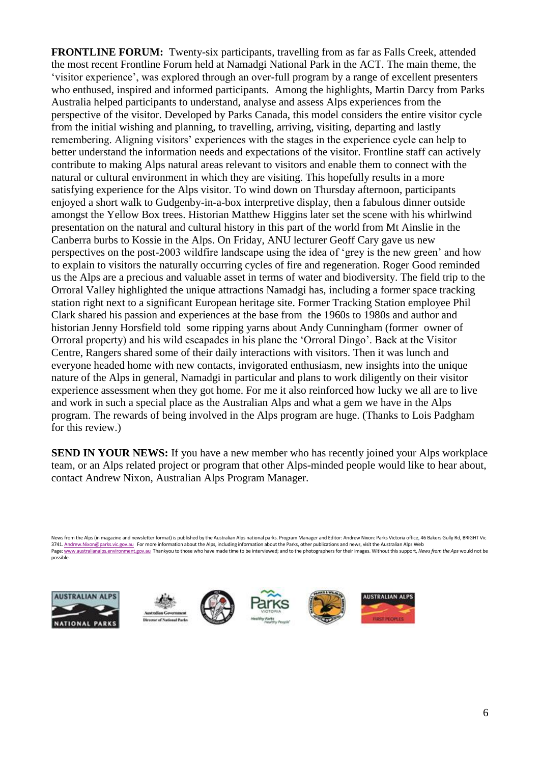**FRONTLINE FORUM:** Twenty-six participants, travelling from as far as Falls Creek, attended the most recent Frontline Forum held at Namadgi National Park in the ACT. The main theme, the 'visitor experience', was explored through an over-full program by a range of excellent presenters who enthused, inspired and informed participants. Among the highlights, Martin Darcy from Parks Australia helped participants to understand, analyse and assess Alps experiences from the perspective of the visitor. Developed by Parks Canada, this model considers the entire visitor cycle from the initial wishing and planning, to travelling, arriving, visiting, departing and lastly remembering. Aligning visitors' experiences with the stages in the experience cycle can help to better understand the information needs and expectations of the visitor. Frontline staff can actively contribute to making Alps natural areas relevant to visitors and enable them to connect with the natural or cultural environment in which they are visiting. This hopefully results in a more satisfying experience for the Alps visitor. To wind down on Thursday afternoon, participants enjoyed a short walk to Gudgenby-in-a-box interpretive display, then a fabulous dinner outside amongst the Yellow Box trees. Historian Matthew Higgins later set the scene with his whirlwind presentation on the natural and cultural history in this part of the world from Mt Ainslie in the Canberra burbs to Kossie in the Alps. On Friday, ANU lecturer Geoff Cary gave us new perspectives on the post-2003 wildfire landscape using the idea of 'grey is the new green' and how to explain to visitors the naturally occurring cycles of fire and regeneration. Roger Good reminded us the Alps are a precious and valuable asset in terms of water and biodiversity. The field trip to the Orroral Valley highlighted the unique attractions Namadgi has, including a former space tracking station right next to a significant European heritage site. Former Tracking Station employee Phil Clark shared his passion and experiences at the base from the 1960s to 1980s and author and historian Jenny Horsfield told some ripping yarns about Andy Cunningham (former owner of Orroral property) and his wild escapades in his plane the 'Orroral Dingo'. Back at the Visitor Centre, Rangers shared some of their daily interactions with visitors. Then it was lunch and everyone headed home with new contacts, invigorated enthusiasm, new insights into the unique nature of the Alps in general, Namadgi in particular and plans to work diligently on their visitor experience assessment when they got home. For me it also reinforced how lucky we all are to live and work in such a special place as the Australian Alps and what a gem we have in the Alps program. The rewards of being involved in the Alps program are huge. (Thanks to Lois Padgham for this review.)

**SEND IN YOUR NEWS:** If you have a new member who has recently joined your Alps workplace team, or an Alps related project or program that other Alps-minded people would like to hear about, contact Andrew Nixon, Australian Alps Program Manager.

News from the Alps (in magazine and newsletter format) is published by the Australian Alps national parks. Program Manager and Editor: Andrew Nixon: Parks Victoria office, 46 Bakers Gully Rd, BRIGHT Vic 3741. Andrew.Nixon@parks.vic.gov.au For more information about the Alps, including information about the Parks, other publications and news, visit the Australian Alps Web Page: www.australianalps.environment.gov.au Thankyou to those who have made time to be interviewed; and to the photographers for their images. Without this support, *News from the Aps* would not be possible.